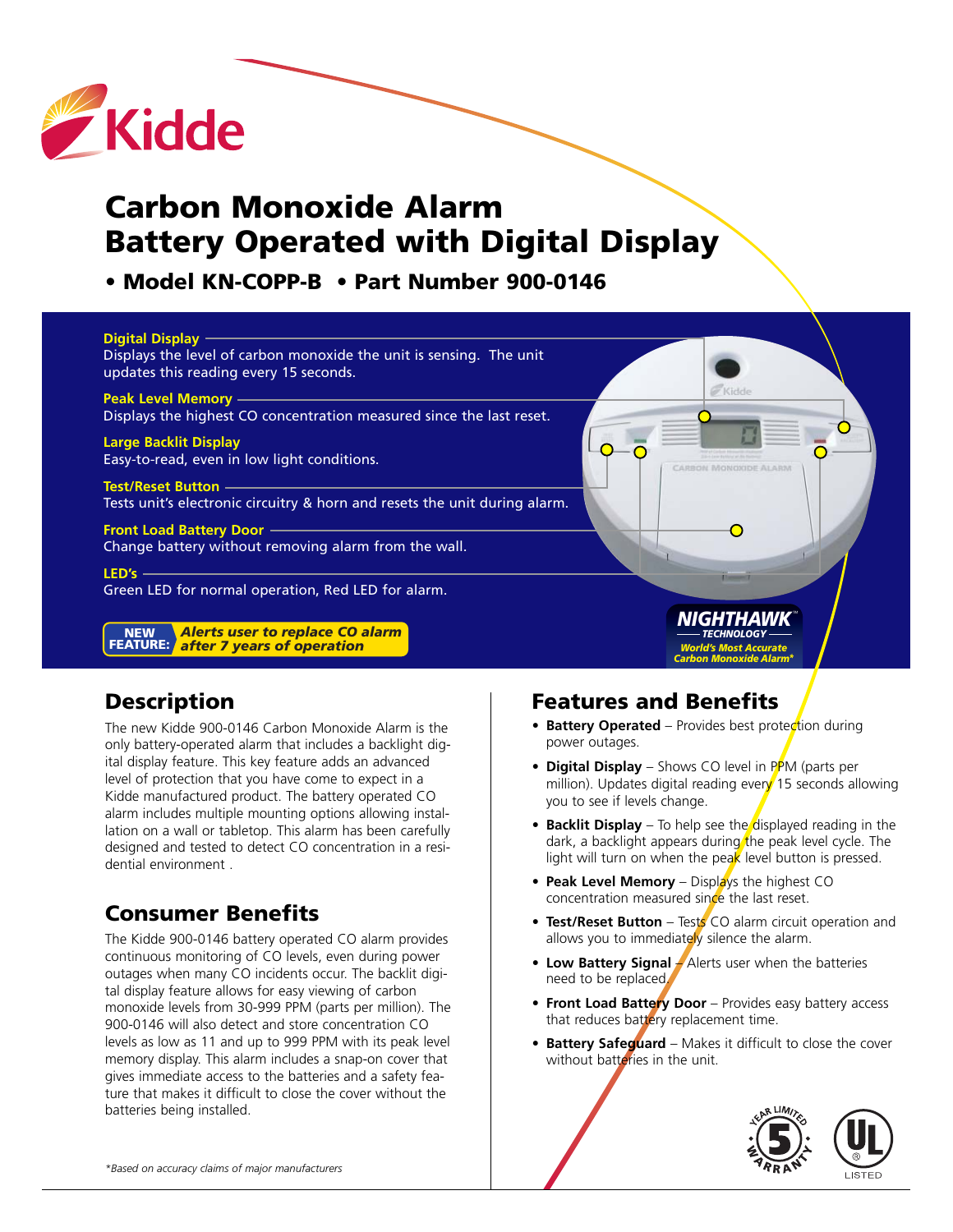Kidde

# Carbon Monoxide Alarm
# Battery Operated with Digital Display

**• Model KN-COPP-B • Part Number 900-0146**

**Digital Display**
Displays the level of carbon monoxide the unit is sensing. The unit updates this reading every 15 seconds.

**Peak Level Memory**
Displays the highest CO concentration measured since the last reset.

**Large Backlit Display**
Easy-to-read, even in low light conditions.

**Test/Reset Button**
Tests unit's electronic circuitry & horn and resets the unit during alarm.

**Front Load Battery Door**
Change battery without removing alarm from the wall.

**LED's**
Green LED for normal operation, Red LED for alarm.

**NEW FEATURE:** ***Alerts user to replace CO alarm after 7 years of operation***

**NIGHTHAWK™ TECHNOLOGY**
*World's Most Accurate Carbon Monoxide Alarm**

## Description

The new Kidde 900-0146 Carbon Monoxide Alarm is the only battery-operated alarm that includes a backlight digital display feature. This key feature adds an advanced level of protection that you have come to expect in a Kidde manufactured product. The battery operated CO alarm includes multiple mounting options allowing installation on a wall or tabletop. This alarm has been carefully designed and tested to detect CO concentration in a residential environment .

## Consumer Benefits

The Kidde 900-0146 battery operated CO alarm provides continuous monitoring of CO levels, even during power outages when many CO incidents occur. The backlit digital display feature allows for easy viewing of carbon monoxide levels from 30-999 PPM (parts per million). The 900-0146 will also detect and store concentration CO levels as low as 11 and up to 999 PPM with its peak level memory display. This alarm includes a snap-on cover that gives immediate access to the batteries and a safety feature that makes it difficult to close the cover without the batteries being installed.

*Based on accuracy claims of major manufacturers

## Features and Benefits

- **Battery Operated** – Provides best protection during power outages.
- **Digital Display** – Shows CO level in PPM (parts per million). Updates digital reading every 15 seconds allowing you to see if levels change.
- **Backlit Display** – To help see the displayed reading in the dark, a backlight appears during the peak level cycle. The light will turn on when the peak level button is pressed.
- **Peak Level Memory** – Displays the highest CO concentration measured since the last reset.
- **Test/Reset Button** – Tests CO alarm circuit operation and allows you to immediately silence the alarm.
- **Low Battery Signal** – Alerts user when the batteries need to be replaced.
- **Front Load Battery Door** – Provides easy battery access that reduces battery replacement time.
- **Battery Safeguard** – Makes it difficult to close the cover without batteries in the unit.

5 YEAR LIMITED WARRANTY

UL LISTED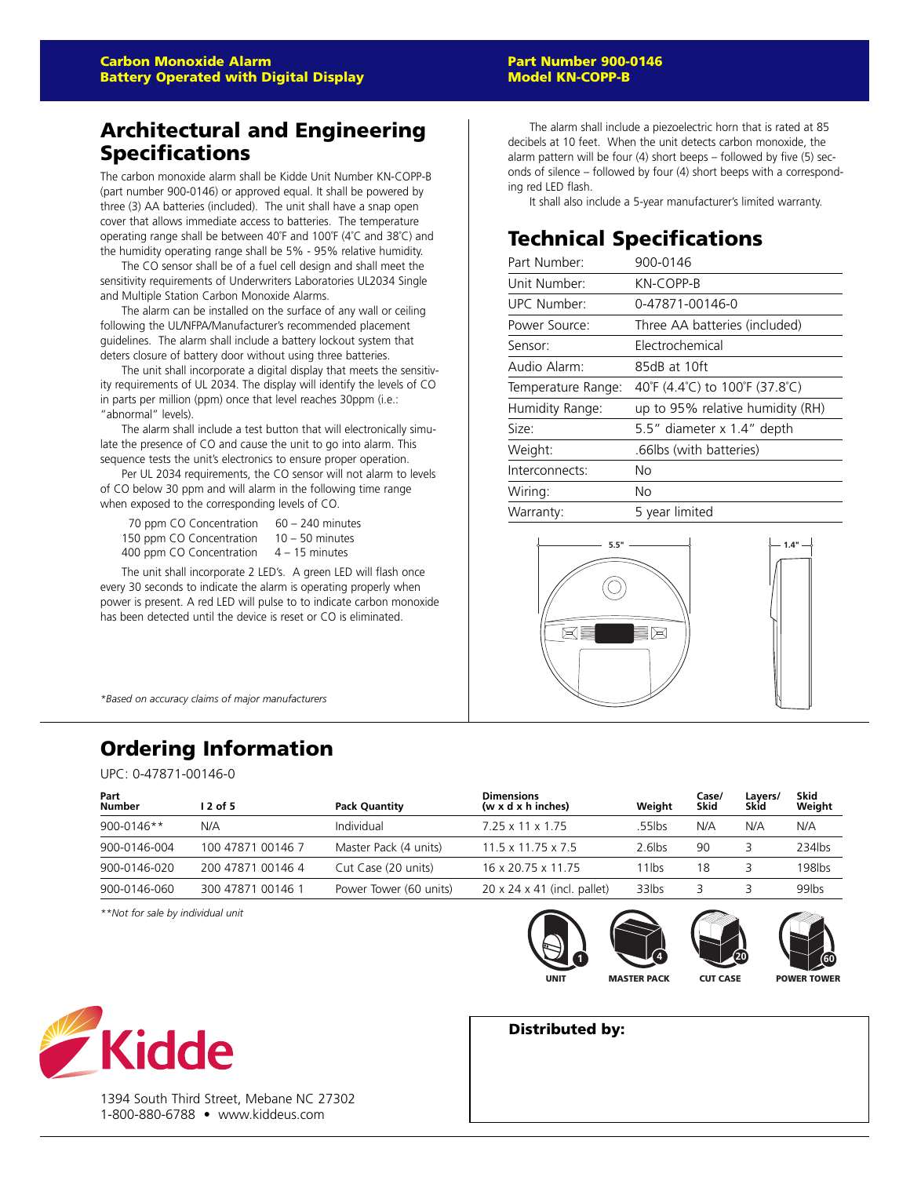**Carbon Monoxide Alarm**
**Battery Operated with Digital Display**

**Part Number 900-0146**
**Model KN-COPP-B**

## Architectural and Engineering Specifications

The carbon monoxide alarm shall be Kidde Unit Number KN-COPP-B (part number 900-0146) or approved equal. It shall be powered by three (3) AA batteries (included). The unit shall have a snap open cover that allows immediate access to batteries. The temperature operating range shall be between 40˚F and 100˚F (4˚C and 38˚C) and the humidity operating range shall be 5% - 95% relative humidity.

The CO sensor shall be of a fuel cell design and shall meet the sensitivity requirements of Underwriters Laboratories UL2034 Single and Multiple Station Carbon Monoxide Alarms.

The alarm can be installed on the surface of any wall or ceiling following the UL/NFPA/Manufacturer's recommended placement guidelines. The alarm shall include a battery lockout system that deters closure of battery door without using three batteries.

The unit shall incorporate a digital display that meets the sensitivity requirements of UL 2034. The display will identify the levels of CO in parts per million (ppm) once that level reaches 30ppm (i.e.: "abnormal" levels).

The alarm shall include a test button that will electronically simulate the presence of CO and cause the unit to go into alarm. This sequence tests the unit's electronics to ensure proper operation.

Per UL 2034 requirements, the CO sensor will not alarm to levels of CO below 30 ppm and will alarm in the following time range when exposed to the corresponding levels of CO.

| | |
|---|---|
| 70 ppm CO Concentration | 60 – 240 minutes |
| 150 ppm CO Concentration | 10 – 50 minutes |
| 400 ppm CO Concentration | 4 – 15 minutes |

The unit shall incorporate 2 LED's. A green LED will flash once every 30 seconds to indicate the alarm is operating properly when power is present. A red LED will pulse to to indicate carbon monoxide has been detected until the device is reset or CO is eliminated.

*\*Based on accuracy claims of major manufacturers*

The alarm shall include a piezoelectric horn that is rated at 85 decibels at 10 feet. When the unit detects carbon monoxide, the alarm pattern will be four (4) short beeps – followed by five (5) seconds of silence – followed by four (4) short beeps with a corresponding red LED flash.

It shall also include a 5-year manufacturer's limited warranty.

## Technical Specifications

| | |
|---|---|
| Part Number: | 900-0146 |
| Unit Number: | KN-COPP-B |
| UPC Number: | 0-47871-00146-0 |
| Power Source: | Three AA batteries (included) |
| Sensor: | Electrochemical |
| Audio Alarm: | 85dB at 10ft |
| Temperature Range: | 40˚F (4.4˚C) to 100˚F (37.8˚C) |
| Humidity Range: | up to 95% relative humidity (RH) |
| Size: | 5.5" diameter x 1.4" depth |
| Weight: | .66lbs (with batteries) |
| Interconnects: | No |
| Wiring: | No |
| Warranty: | 5 year limited |

5.5"

1.4"

## Ordering Information

UPC: 0-47871-00146-0

| Part Number | I 2 of 5 | Pack Quantity | Dimensions (w x d x h inches) | Weight | Case/ Skid | Layers/ Skid | Skid Weight |
|---|---|---|---|---|---|---|---|
| 900-0146** | N/A | Individual | 7.25 x 11 x 1.75 | .55lbs | N/A | N/A | N/A |
| 900-0146-004 | 100 47871 00146 7 | Master Pack (4 units) | 11.5 x 11.75 x 7.5 | 2.6lbs | 90 | 3 | 234lbs |
| 900-0146-020 | 200 47871 00146 4 | Cut Case (20 units) | 16 x 20.75 x 11.75 | 11lbs | 18 | 3 | 198lbs |
| 900-0146-060 | 300 47871 00146 1 | Power Tower (60 units) | 20 x 24 x 41 (incl. pallet) | 33lbs | 3 | 3 | 99lbs |

*\*\*Not for sale by individual unit*

UNIT (1) MASTER PACK (4) CUT CASE (20) POWER TOWER (60)

Kidde

1394 South Third Street, Mebane NC 27302
1-800-880-6788 • www.kiddeus.com

**Distributed by:**